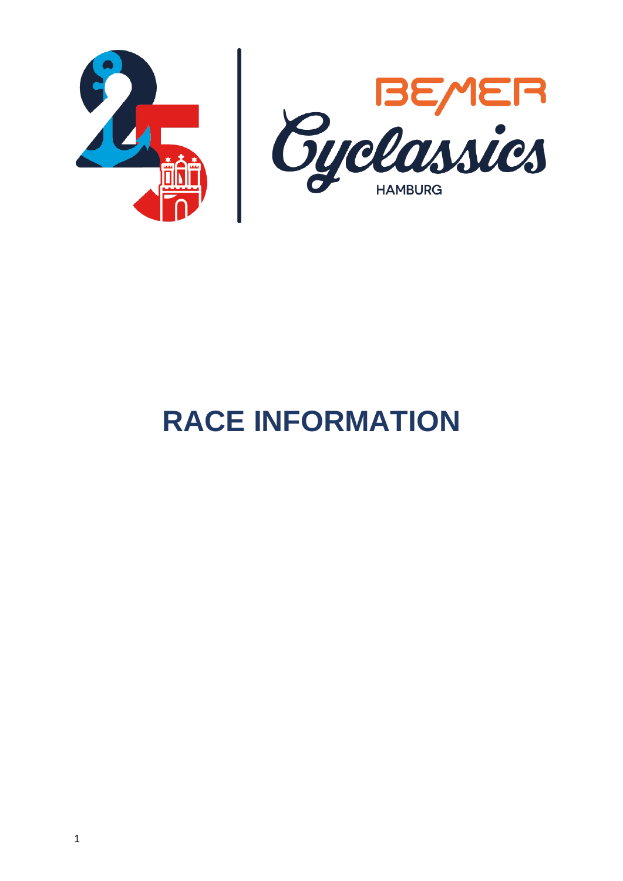# RACE INFORMATION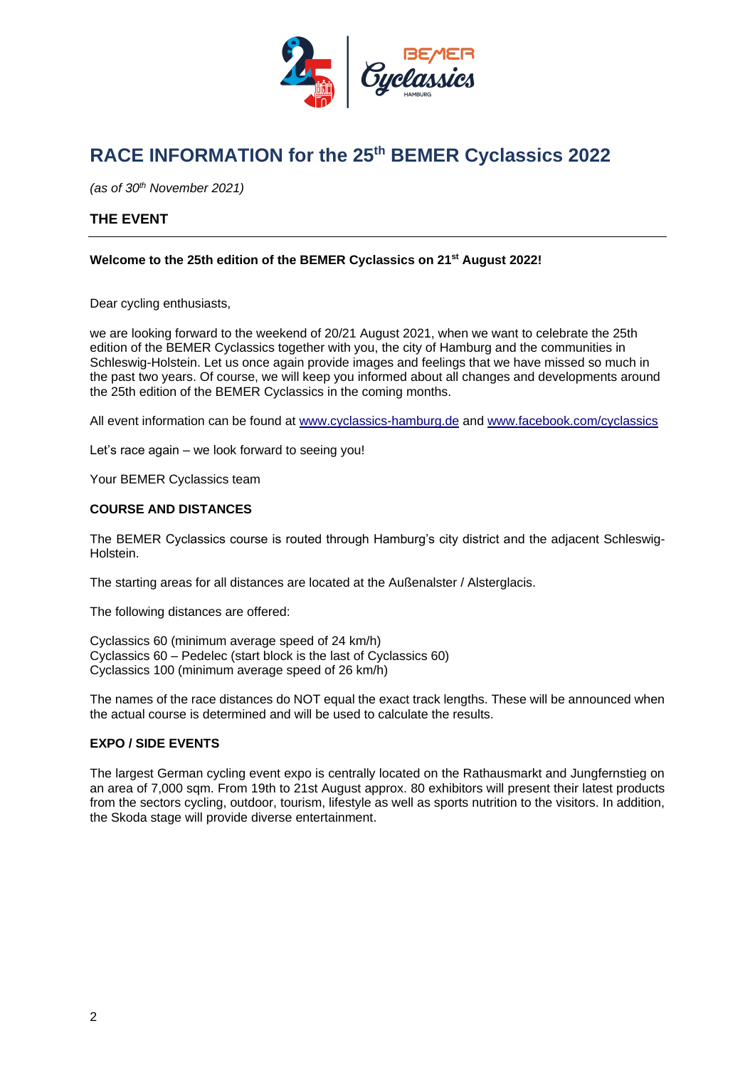# RACE INFORMATION for the 25th BEMER Cyclassics 2022

*(as of 30th November 2021)*

## THE EVENT

**Welcome to the 25th edition of the BEMER Cyclassics on 21st August 2022!**

Dear cycling enthusiasts,

we are looking forward to the weekend of 20/21 August 2021, when we want to celebrate the 25th edition of the BEMER Cyclassics together with you, the city of Hamburg and the communities in Schleswig-Holstein. Let us once again provide images and feelings that we have missed so much in the past two years. Of course, we will keep you informed about all changes and developments around the 25th edition of the BEMER Cyclassics in the coming months.

All event information can be found at www.cyclassics-hamburg.de and www.facebook.com/cyclassics

Let's race again – we look forward to seeing you!

Your BEMER Cyclassics team

### COURSE AND DISTANCES

The BEMER Cyclassics course is routed through Hamburg's city district and the adjacent Schleswig-Holstein.

The starting areas for all distances are located at the Außenalster / Alsterglacis.

The following distances are offered:

Cyclassics 60 (minimum average speed of 24 km/h)
Cyclassics 60 – Pedelec (start block is the last of Cyclassics 60)
Cyclassics 100 (minimum average speed of 26 km/h)

The names of the race distances do NOT equal the exact track lengths. These will be announced when the actual course is determined and will be used to calculate the results.

### EXPO / SIDE EVENTS

The largest German cycling event expo is centrally located on the Rathausmarkt and Jungfernstieg on an area of 7,000 sqm. From 19th to 21st August approx. 80 exhibitors will present their latest products from the sectors cycling, outdoor, tourism, lifestyle as well as sports nutrition to the visitors. In addition, the Skoda stage will provide diverse entertainment.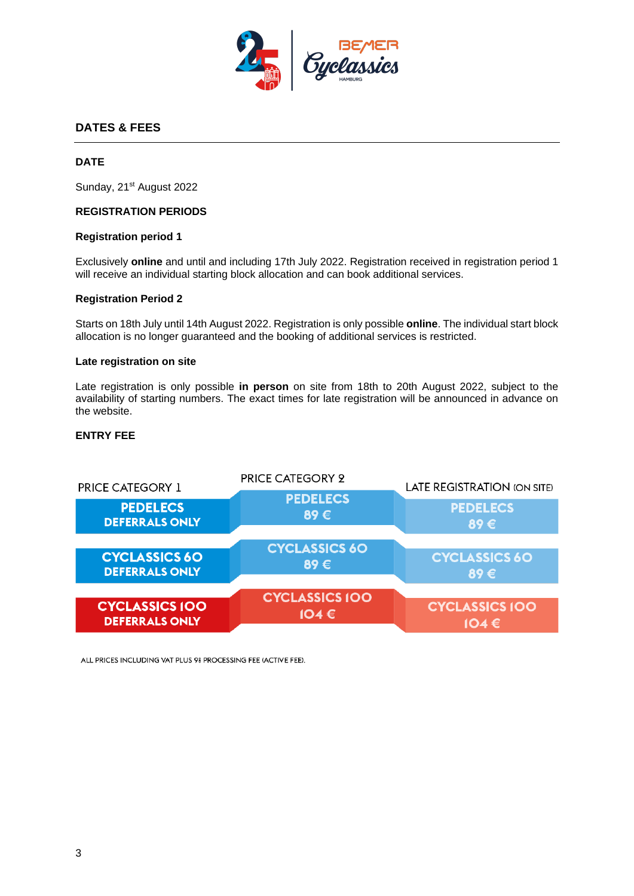## DATES & FEES

### DATE

Sunday, 21st August 2022

### REGISTRATION PERIODS

#### Registration period 1

Exclusively **online** and until and including 17th July 2022. Registration received in registration period 1 will receive an individual starting block allocation and can book additional services.

#### Registration Period 2

Starts on 18th July until 14th August 2022. Registration is only possible **online**. The individual start block allocation is no longer guaranteed and the booking of additional services is restricted.

#### Late registration on site

Late registration is only possible **in person** on site from 18th to 20th August 2022, subject to the availability of starting numbers. The exact times for late registration will be announced in advance on the website.

### ENTRY FEE

| PRICE CATEGORY 1 | PRICE CATEGORY 2 | LATE REGISTRATION (ON SITE) |
|---|---|---|
| PEDELECS DEFERRALS ONLY | PEDELECS 89 € | PEDELECS 89 € |
| CYCLASSICS 60 DEFERRALS ONLY | CYCLASSICS 60 89 € | CYCLASSICS 60 89 € |
| CYCLASSICS 100 DEFERRALS ONLY | CYCLASSICS 100 104 € | CYCLASSICS 100 104 € |

ALL PRICES INCLUDING VAT PLUS 9$ PROCESSING FEE (ACTIVE FEE).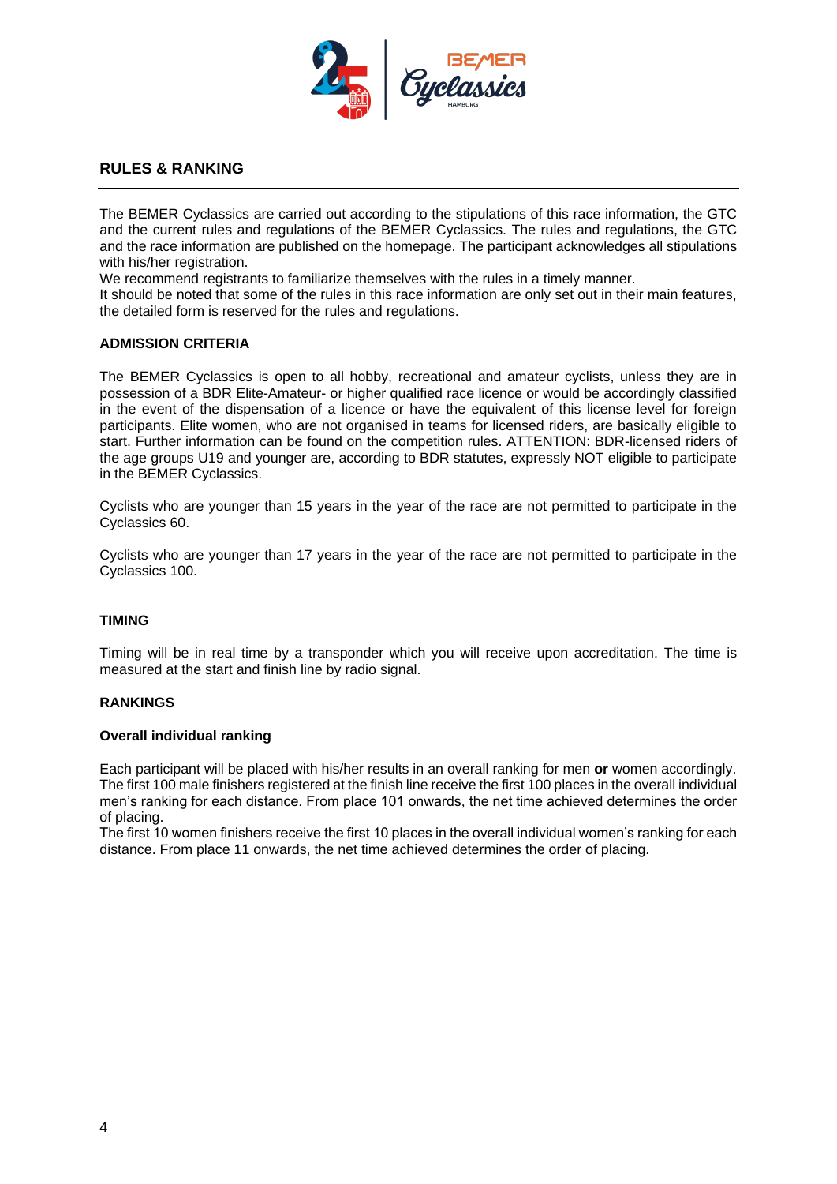## RULES & RANKING

The BEMER Cyclassics are carried out according to the stipulations of this race information, the GTC and the current rules and regulations of the BEMER Cyclassics. The rules and regulations, the GTC and the race information are published on the homepage. The participant acknowledges all stipulations with his/her registration.
We recommend registrants to familiarize themselves with the rules in a timely manner.
It should be noted that some of the rules in this race information are only set out in their main features, the detailed form is reserved for the rules and regulations.

### ADMISSION CRITERIA

The BEMER Cyclassics is open to all hobby, recreational and amateur cyclists, unless they are in possession of a BDR Elite-Amateur- or higher qualified race licence or would be accordingly classified in the event of the dispensation of a licence or have the equivalent of this license level for foreign participants. Elite women, who are not organised in teams for licensed riders, are basically eligible to start. Further information can be found on the competition rules. ATTENTION: BDR-licensed riders of the age groups U19 and younger are, according to BDR statutes, expressly NOT eligible to participate in the BEMER Cyclassics.

Cyclists who are younger than 15 years in the year of the race are not permitted to participate in the Cyclassics 60.

Cyclists who are younger than 17 years in the year of the race are not permitted to participate in the Cyclassics 100.

### TIMING

Timing will be in real time by a transponder which you will receive upon accreditation. The time is measured at the start and finish line by radio signal.

### RANKINGS

#### Overall individual ranking

Each participant will be placed with his/her results in an overall ranking for men **or** women accordingly. The first 100 male finishers registered at the finish line receive the first 100 places in the overall individual men's ranking for each distance. From place 101 onwards, the net time achieved determines the order of placing.
The first 10 women finishers receive the first 10 places in the overall individual women's ranking for each distance. From place 11 onwards, the net time achieved determines the order of placing.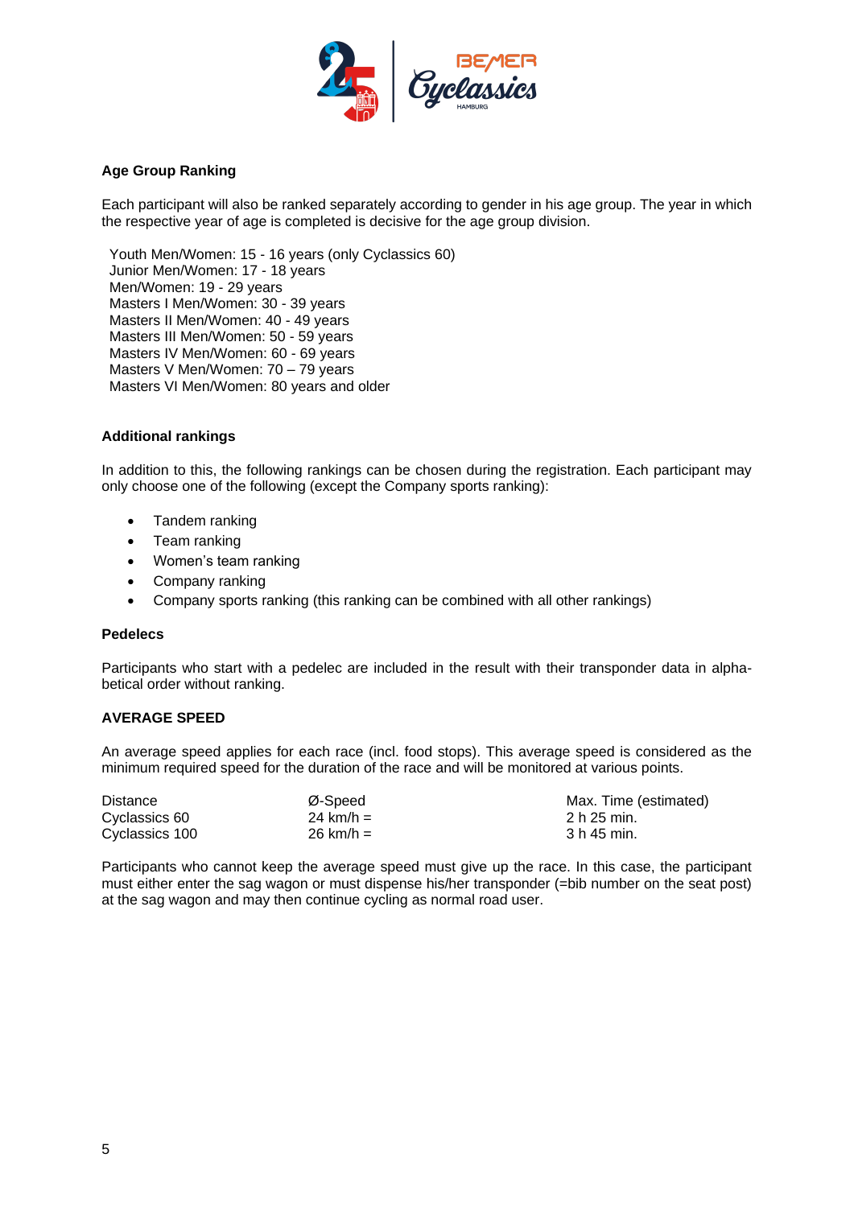## Age Group Ranking

Each participant will also be ranked separately according to gender in his age group. The year in which the respective year of age is completed is decisive for the age group division.

Youth Men/Women: 15 - 16 years (only Cyclassics 60)
Junior Men/Women: 17 - 18 years
Men/Women: 19 - 29 years
Masters I Men/Women: 30 - 39 years
Masters II Men/Women: 40 - 49 years
Masters III Men/Women: 50 - 59 years
Masters IV Men/Women: 60 - 69 years
Masters V Men/Women: 70 – 79 years
Masters VI Men/Women: 80 years and older

## Additional rankings

In addition to this, the following rankings can be chosen during the registration. Each participant may only choose one of the following (except the Company sports ranking):

- Tandem ranking
- Team ranking
- Women's team ranking
- Company ranking
- Company sports ranking (this ranking can be combined with all other rankings)

## Pedelecs

Participants who start with a pedelec are included in the result with their transponder data in alphabetical order without ranking.

## AVERAGE SPEED

An average speed applies for each race (incl. food stops). This average speed is considered as the minimum required speed for the duration of the race and will be monitored at various points.

| Distance | Ø-Speed | Max. Time (estimated) |
|---|---|---|
| Cyclassics 60 | 24 km/h = | 2 h 25 min. |
| Cyclassics 100 | 26 km/h = | 3 h 45 min. |

Participants who cannot keep the average speed must give up the race. In this case, the participant must either enter the sag wagon or must dispense his/her transponder (=bib number on the seat post) at the sag wagon and may then continue cycling as normal road user.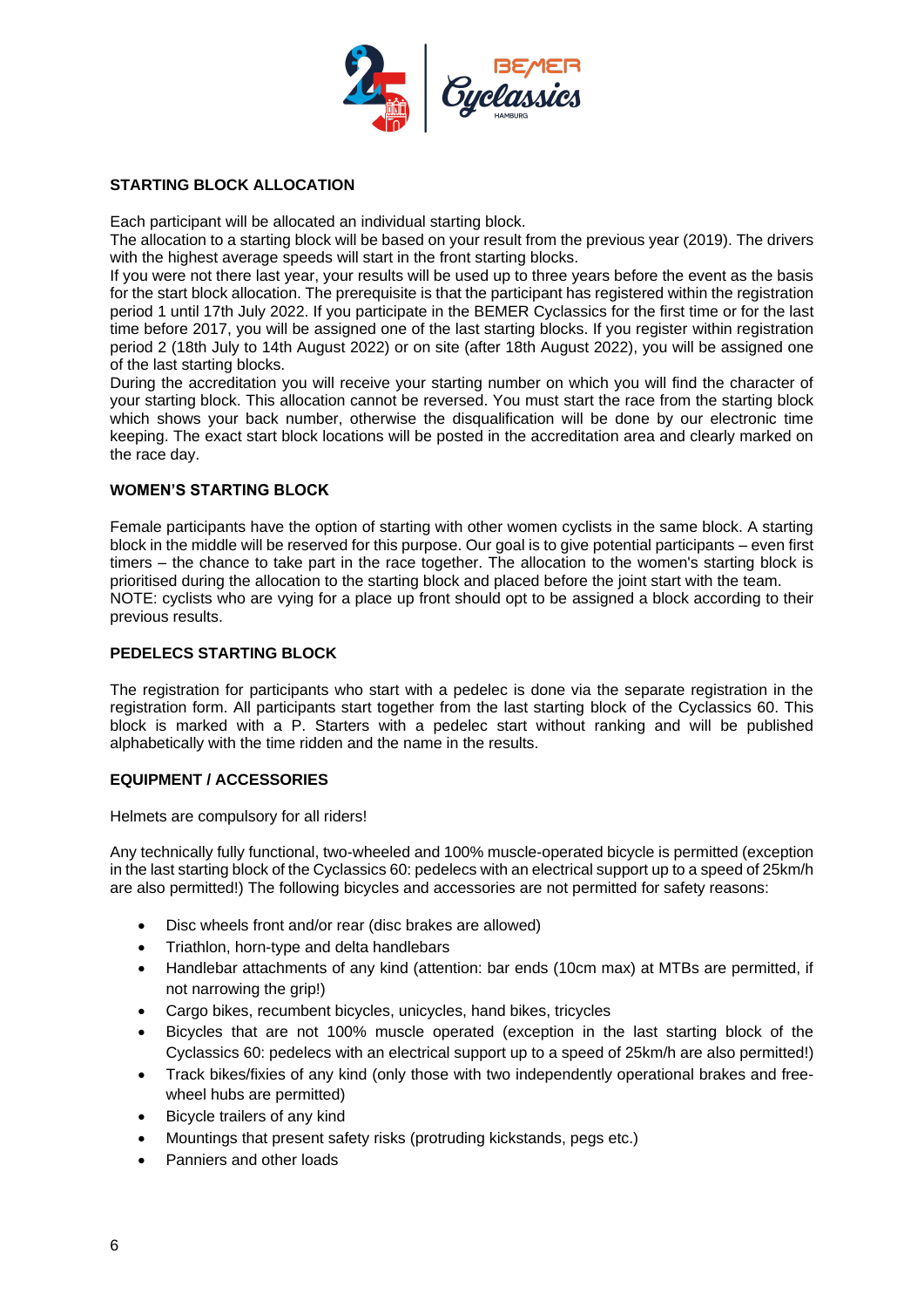## STARTING BLOCK ALLOCATION

Each participant will be allocated an individual starting block.
The allocation to a starting block will be based on your result from the previous year (2019). The drivers with the highest average speeds will start in the front starting blocks.
If you were not there last year, your results will be used up to three years before the event as the basis for the start block allocation. The prerequisite is that the participant has registered within the registration period 1 until 17th July 2022. If you participate in the BEMER Cyclassics for the first time or for the last time before 2017, you will be assigned one of the last starting blocks. If you register within registration period 2 (18th July to 14th August 2022) or on site (after 18th August 2022), you will be assigned one of the last starting blocks.
During the accreditation you will receive your starting number on which you will find the character of your starting block. This allocation cannot be reversed. You must start the race from the starting block which shows your back number, otherwise the disqualification will be done by our electronic time keeping. The exact start block locations will be posted in the accreditation area and clearly marked on the race day.

## WOMEN'S STARTING BLOCK

Female participants have the option of starting with other women cyclists in the same block. A starting block in the middle will be reserved for this purpose. Our goal is to give potential participants – even first timers – the chance to take part in the race together. The allocation to the women's starting block is prioritised during the allocation to the starting block and placed before the joint start with the team.
NOTE: cyclists who are vying for a place up front should opt to be assigned a block according to their previous results.

## PEDELECS STARTING BLOCK

The registration for participants who start with a pedelec is done via the separate registration in the registration form. All participants start together from the last starting block of the Cyclassics 60. This block is marked with a P. Starters with a pedelec start without ranking and will be published alphabetically with the time ridden and the name in the results.

## EQUIPMENT / ACCESSORIES

Helmets are compulsory for all riders!

Any technically fully functional, two-wheeled and 100% muscle-operated bicycle is permitted (exception in the last starting block of the Cyclassics 60: pedelecs with an electrical support up to a speed of 25km/h are also permitted!) The following bicycles and accessories are not permitted for safety reasons:

- Disc wheels front and/or rear (disc brakes are allowed)
- Triathlon, horn-type and delta handlebars
- Handlebar attachments of any kind (attention: bar ends (10cm max) at MTBs are permitted, if not narrowing the grip!)
- Cargo bikes, recumbent bicycles, unicycles, hand bikes, tricycles
- Bicycles that are not 100% muscle operated (exception in the last starting block of the Cyclassics 60: pedelecs with an electrical support up to a speed of 25km/h are also permitted!)
- Track bikes/fixies of any kind (only those with two independently operational brakes and free-wheel hubs are permitted)
- Bicycle trailers of any kind
- Mountings that present safety risks (protruding kickstands, pegs etc.)
- Panniers and other loads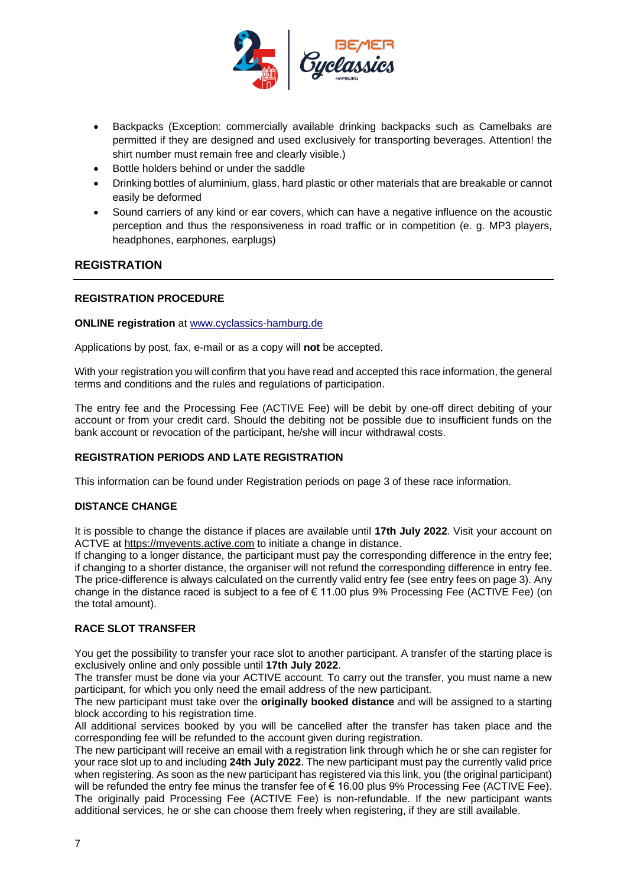- Backpacks (Exception: commercially available drinking backpacks such as Camelbaks are permitted if they are designed and used exclusively for transporting beverages. Attention! the shirt number must remain free and clearly visible.)
- Bottle holders behind or under the saddle
- Drinking bottles of aluminium, glass, hard plastic or other materials that are breakable or cannot easily be deformed
- Sound carriers of any kind or ear covers, which can have a negative influence on the acoustic perception and thus the responsiveness in road traffic or in competition (e. g. MP3 players, headphones, earphones, earplugs)

## REGISTRATION

### REGISTRATION PROCEDURE

**ONLINE registration** at www.cyclassics-hamburg.de

Applications by post, fax, e-mail or as a copy will **not** be accepted.

With your registration you will confirm that you have read and accepted this race information, the general terms and conditions and the rules and regulations of participation.

The entry fee and the Processing Fee (ACTIVE Fee) will be debit by one-off direct debiting of your account or from your credit card. Should the debiting not be possible due to insufficient funds on the bank account or revocation of the participant, he/she will incur withdrawal costs.

### REGISTRATION PERIODS AND LATE REGISTRATION

This information can be found under Registration periods on page 3 of these race information.

### DISTANCE CHANGE

It is possible to change the distance if places are available until **17th July 2022**. Visit your account on ACTVE at https://myevents.active.com to initiate a change in distance.
If changing to a longer distance, the participant must pay the corresponding difference in the entry fee; if changing to a shorter distance, the organiser will not refund the corresponding difference in entry fee. The price-difference is always calculated on the currently valid entry fee (see entry fees on page 3). Any change in the distance raced is subject to a fee of € 11.00 plus 9% Processing Fee (ACTIVE Fee) (on the total amount).

### RACE SLOT TRANSFER

You get the possibility to transfer your race slot to another participant. A transfer of the starting place is exclusively online and only possible until **17th July 2022**.
The transfer must be done via your ACTIVE account. To carry out the transfer, you must name a new participant, for which you only need the email address of the new participant.
The new participant must take over the **originally booked distance** and will be assigned to a starting block according to his registration time.
All additional services booked by you will be cancelled after the transfer has taken place and the corresponding fee will be refunded to the account given during registration.
The new participant will receive an email with a registration link through which he or she can register for your race slot up to and including **24th July 2022**. The new participant must pay the currently valid price when registering. As soon as the new participant has registered via this link, you (the original participant) will be refunded the entry fee minus the transfer fee of € 16.00 plus 9% Processing Fee (ACTIVE Fee). The originally paid Processing Fee (ACTIVE Fee) is non-refundable. If the new participant wants additional services, he or she can choose them freely when registering, if they are still available.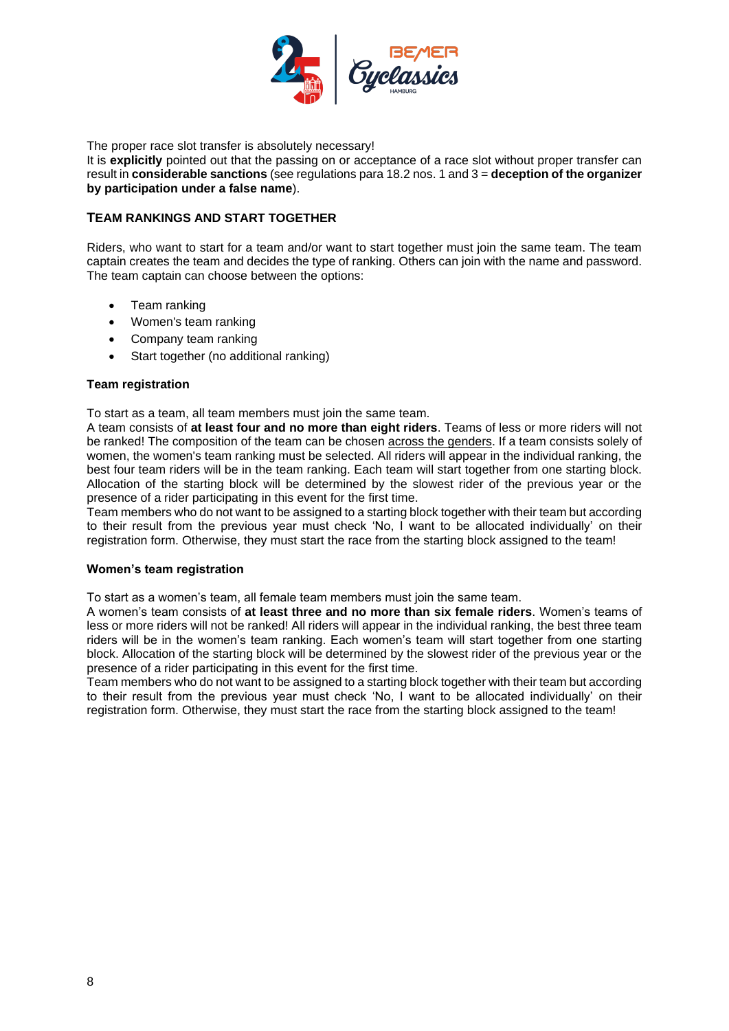The proper race slot transfer is absolutely necessary!
It is **explicitly** pointed out that the passing on or acceptance of a race slot without proper transfer can result in **considerable sanctions** (see regulations para 18.2 nos. 1 and 3 = **deception of the organizer by participation under a false name**).

### TEAM RANKINGS AND START TOGETHER

Riders, who want to start for a team and/or want to start together must join the same team. The team captain creates the team and decides the type of ranking. Others can join with the name and password. The team captain can choose between the options:

- Team ranking
- Women's team ranking
- Company team ranking
- Start together (no additional ranking)

#### Team registration

To start as a team, all team members must join the same team.
A team consists of **at least four and no more than eight riders**. Teams of less or more riders will not be ranked! The composition of the team can be chosen across the genders. If a team consists solely of women, the women's team ranking must be selected. All riders will appear in the individual ranking, the best four team riders will be in the team ranking. Each team will start together from one starting block. Allocation of the starting block will be determined by the slowest rider of the previous year or the presence of a rider participating in this event for the first time.
Team members who do not want to be assigned to a starting block together with their team but according to their result from the previous year must check 'No, I want to be allocated individually' on their registration form. Otherwise, they must start the race from the starting block assigned to the team!

#### Women's team registration

To start as a women's team, all female team members must join the same team.
A women's team consists of **at least three and no more than six female riders**. Women's teams of less or more riders will not be ranked! All riders will appear in the individual ranking, the best three team riders will be in the women's team ranking. Each women's team will start together from one starting block. Allocation of the starting block will be determined by the slowest rider of the previous year or the presence of a rider participating in this event for the first time.
Team members who do not want to be assigned to a starting block together with their team but according to their result from the previous year must check 'No, I want to be allocated individually' on their registration form. Otherwise, they must start the race from the starting block assigned to the team!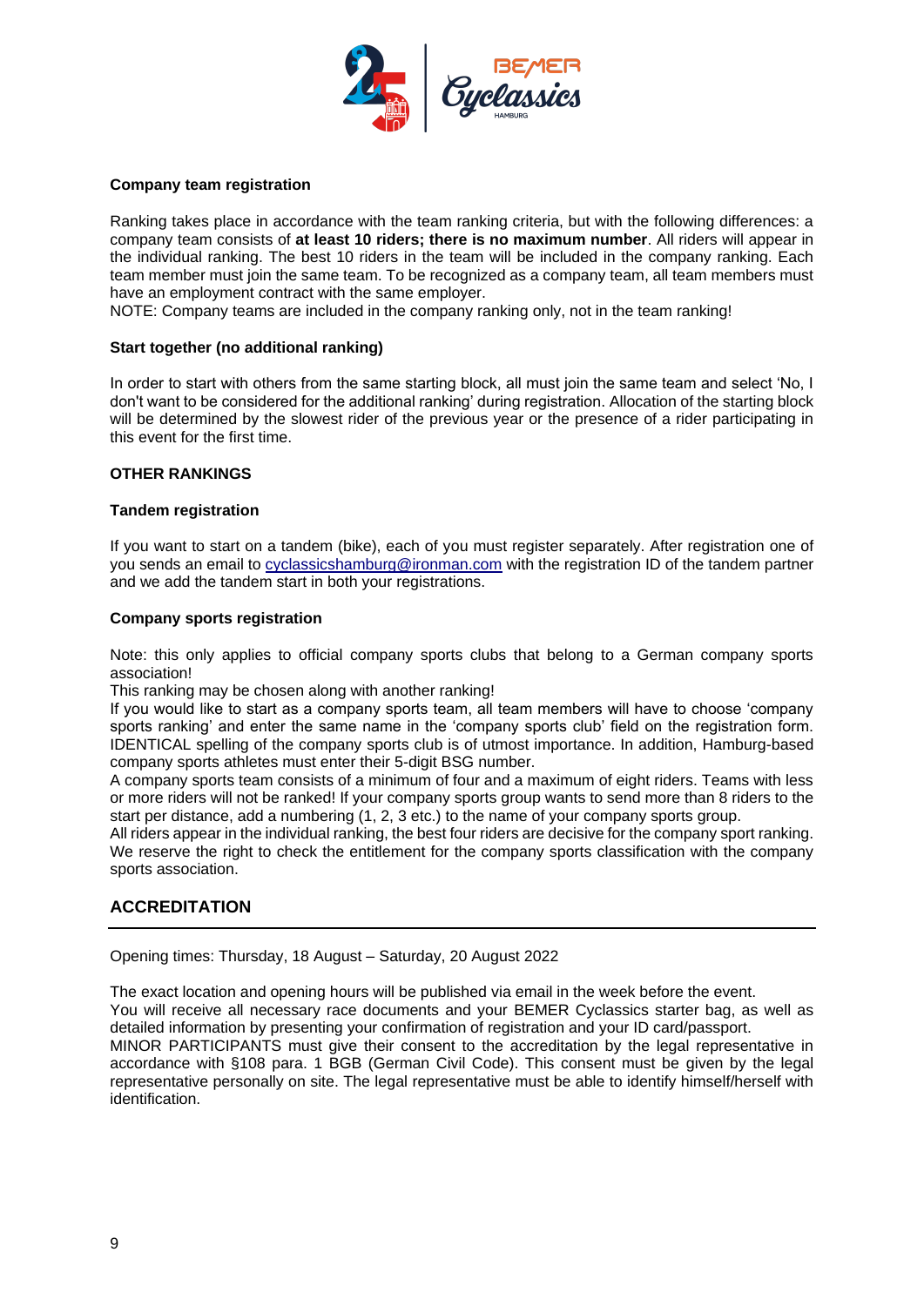**Company team registration**

Ranking takes place in accordance with the team ranking criteria, but with the following differences: a company team consists of **at least 10 riders; there is no maximum number**. All riders will appear in the individual ranking. The best 10 riders in the team will be included in the company ranking. Each team member must join the same team. To be recognized as a company team, all team members must have an employment contract with the same employer.
NOTE: Company teams are included in the company ranking only, not in the team ranking!

**Start together (no additional ranking)**

In order to start with others from the same starting block, all must join the same team and select 'No, I don't want to be considered for the additional ranking' during registration. Allocation of the starting block will be determined by the slowest rider of the previous year or the presence of a rider participating in this event for the first time.

**OTHER RANKINGS**

**Tandem registration**

If you want to start on a tandem (bike), each of you must register separately. After registration one of you sends an email to cyclassicshamburg@ironman.com with the registration ID of the tandem partner and we add the tandem start in both your registrations.

**Company sports registration**

Note: this only applies to official company sports clubs that belong to a German company sports association!
This ranking may be chosen along with another ranking!
If you would like to start as a company sports team, all team members will have to choose 'company sports ranking' and enter the same name in the 'company sports club' field on the registration form. IDENTICAL spelling of the company sports club is of utmost importance. In addition, Hamburg-based company sports athletes must enter their 5-digit BSG number.
A company sports team consists of a minimum of four and a maximum of eight riders. Teams with less or more riders will not be ranked! If your company sports group wants to send more than 8 riders to the start per distance, add a numbering (1, 2, 3 etc.) to the name of your company sports group.
All riders appear in the individual ranking, the best four riders are decisive for the company sport ranking. We reserve the right to check the entitlement for the company sports classification with the company sports association.

## ACCREDITATION

Opening times: Thursday, 18 August – Saturday, 20 August 2022

The exact location and opening hours will be published via email in the week before the event.
You will receive all necessary race documents and your BEMER Cyclassics starter bag, as well as detailed information by presenting your confirmation of registration and your ID card/passport.
MINOR PARTICIPANTS must give their consent to the accreditation by the legal representative in accordance with §108 para. 1 BGB (German Civil Code). This consent must be given by the legal representative personally on site. The legal representative must be able to identify himself/herself with identification.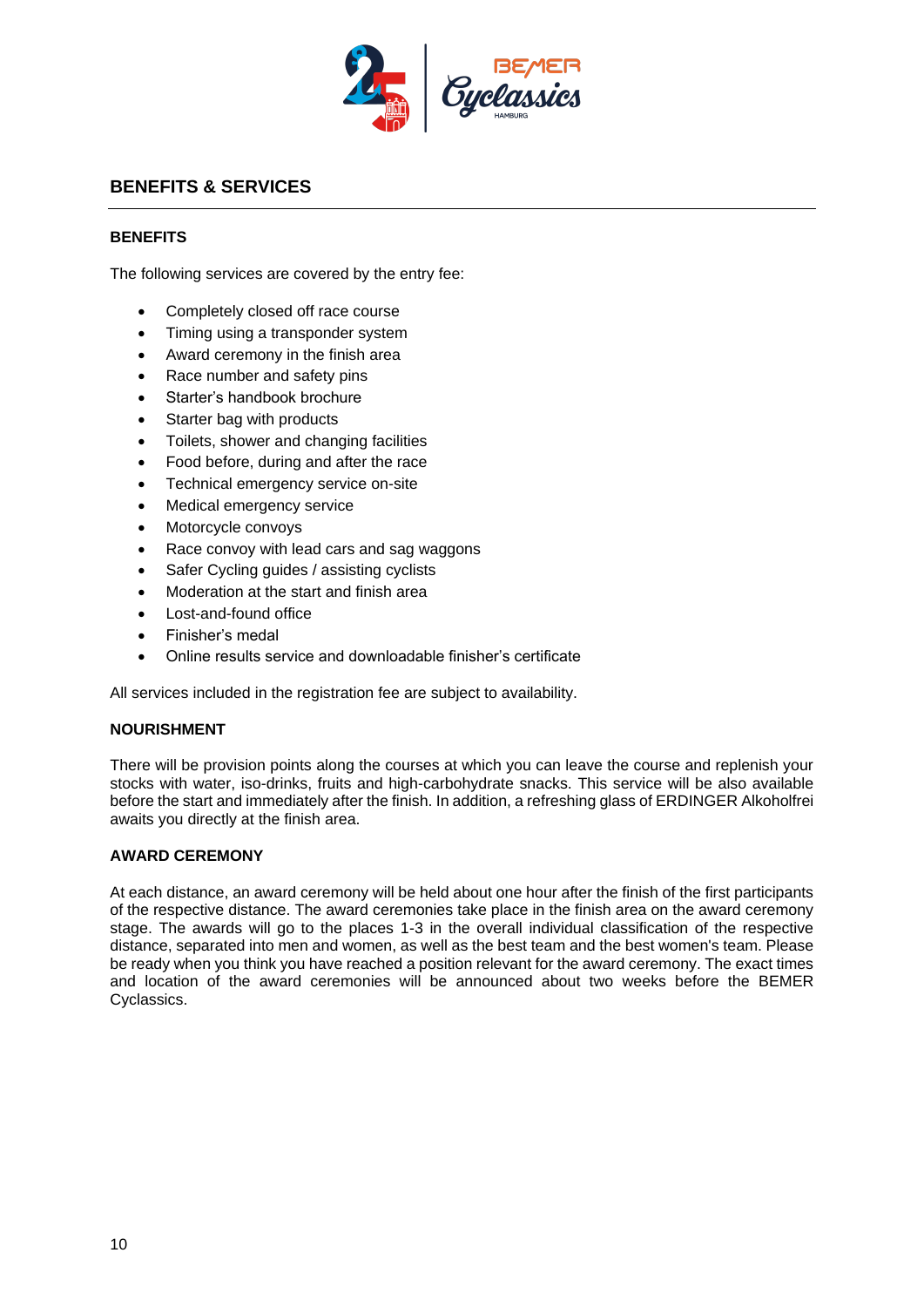## BENEFITS & SERVICES

### BENEFITS

The following services are covered by the entry fee:

- Completely closed off race course
- Timing using a transponder system
- Award ceremony in the finish area
- Race number and safety pins
- Starter's handbook brochure
- Starter bag with products
- Toilets, shower and changing facilities
- Food before, during and after the race
- Technical emergency service on-site
- Medical emergency service
- Motorcycle convoys
- Race convoy with lead cars and sag waggons
- Safer Cycling guides / assisting cyclists
- Moderation at the start and finish area
- Lost-and-found office
- Finisher's medal
- Online results service and downloadable finisher's certificate

All services included in the registration fee are subject to availability.

### NOURISHMENT

There will be provision points along the courses at which you can leave the course and replenish your stocks with water, iso-drinks, fruits and high-carbohydrate snacks. This service will be also available before the start and immediately after the finish. In addition, a refreshing glass of ERDINGER Alkoholfrei awaits you directly at the finish area.

### AWARD CEREMONY

At each distance, an award ceremony will be held about one hour after the finish of the first participants of the respective distance. The award ceremonies take place in the finish area on the award ceremony stage. The awards will go to the places 1-3 in the overall individual classification of the respective distance, separated into men and women, as well as the best team and the best women's team. Please be ready when you think you have reached a position relevant for the award ceremony. The exact times and location of the award ceremonies will be announced about two weeks before the BEMER Cyclassics.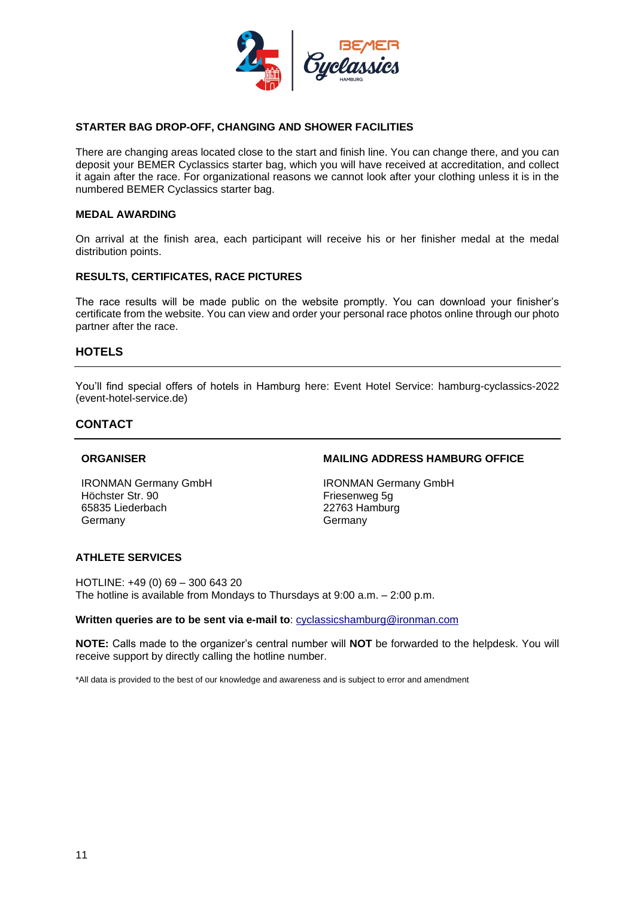### STARTER BAG DROP-OFF, CHANGING AND SHOWER FACILITIES

There are changing areas located close to the start and finish line. You can change there, and you can deposit your BEMER Cyclassics starter bag, which you will have received at accreditation, and collect it again after the race. For organizational reasons we cannot look after your clothing unless it is in the numbered BEMER Cyclassics starter bag.

### MEDAL AWARDING

On arrival at the finish area, each participant will receive his or her finisher medal at the medal distribution points.

### RESULTS, CERTIFICATES, RACE PICTURES

The race results will be made public on the website promptly. You can download your finisher's certificate from the website. You can view and order your personal race photos online through our photo partner after the race.

## HOTELS

You'll find special offers of hotels in Hamburg here: Event Hotel Service: hamburg-cyclassics-2022 (event-hotel-service.de)

## CONTACT

### ORGANISER

IRONMAN Germany GmbH
Höchster Str. 90
65835 Liederbach
Germany

### MAILING ADDRESS HAMBURG OFFICE

IRONMAN Germany GmbH
Friesenweg 5g
22763 Hamburg
Germany

### ATHLETE SERVICES

HOTLINE: +49 (0) 69 – 300 643 20
The hotline is available from Mondays to Thursdays at 9:00 a.m. – 2:00 p.m.

**Written queries are to be sent via e-mail to**: cyclassicshamburg@ironman.com

**NOTE:** Calls made to the organizer's central number will **NOT** be forwarded to the helpdesk. You will receive support by directly calling the hotline number.

*All data is provided to the best of our knowledge and awareness and is subject to error and amendment